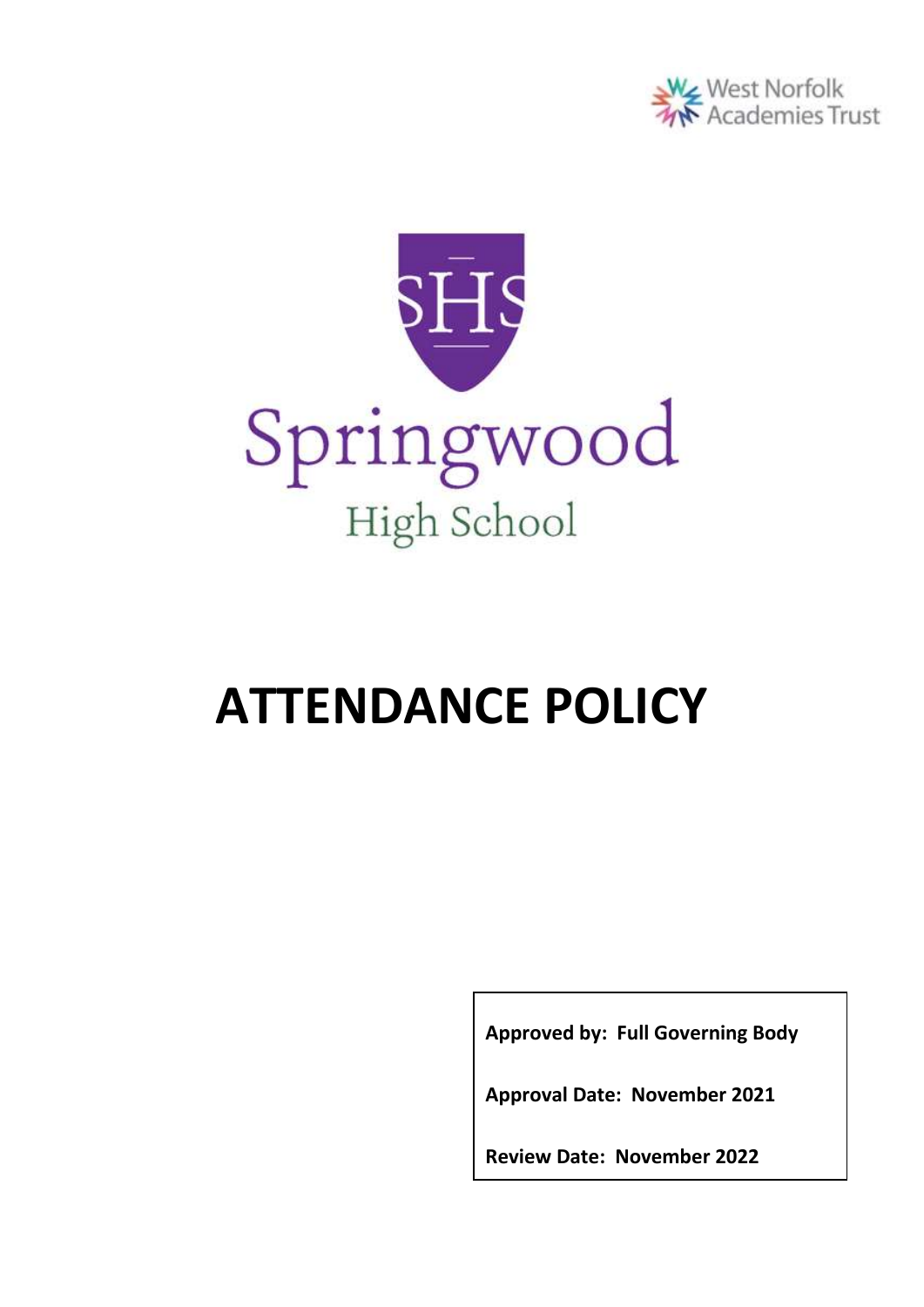West Norfolk Academies Trust

SHS

Springwood

High School

# ATTENDANCE POLICY

**Approved by: Full Governing Body**

**Approval Date: November 2021**

**Review Date: November 2022**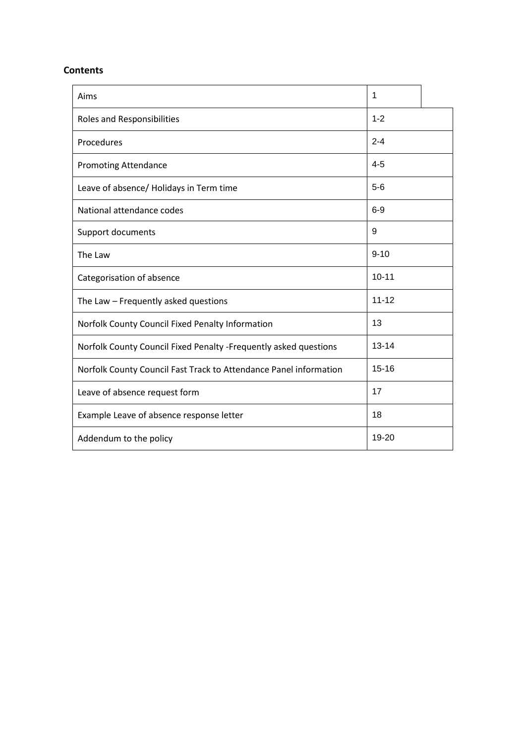**Contents**

| | |
|---|---|
| Aims | 1 |
| Roles and Responsibilities | 1-2 |
| Procedures | 2-4 |
| Promoting Attendance | 4-5 |
| Leave of absence/ Holidays in Term time | 5-6 |
| National attendance codes | 6-9 |
| Support documents | 9 |
| The Law | 9-10 |
| Categorisation of absence | 10-11 |
| The Law – Frequently asked questions | 11-12 |
| Norfolk County Council Fixed Penalty Information | 13 |
| Norfolk County Council Fixed Penalty -Frequently asked questions | 13-14 |
| Norfolk County Council Fast Track to Attendance Panel information | 15-16 |
| Leave of absence request form | 17 |
| Example Leave of absence response letter | 18 |
| Addendum to the policy | 19-20 |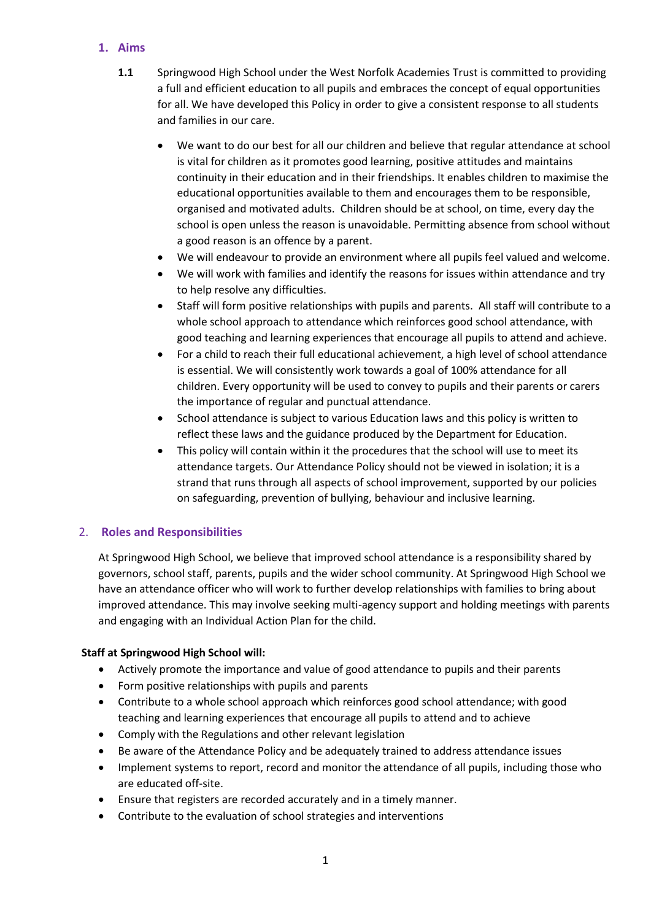## 1. Aims

**1.1** Springwood High School under the West Norfolk Academies Trust is committed to providing a full and efficient education to all pupils and embraces the concept of equal opportunities for all. We have developed this Policy in order to give a consistent response to all students and families in our care.

- We want to do our best for all our children and believe that regular attendance at school is vital for children as it promotes good learning, positive attitudes and maintains continuity in their education and in their friendships. It enables children to maximise the educational opportunities available to them and encourages them to be responsible, organised and motivated adults. Children should be at school, on time, every day the school is open unless the reason is unavoidable. Permitting absence from school without a good reason is an offence by a parent.
- We will endeavour to provide an environment where all pupils feel valued and welcome.
- We will work with families and identify the reasons for issues within attendance and try to help resolve any difficulties.
- Staff will form positive relationships with pupils and parents. All staff will contribute to a whole school approach to attendance which reinforces good school attendance, with good teaching and learning experiences that encourage all pupils to attend and achieve.
- For a child to reach their full educational achievement, a high level of school attendance is essential. We will consistently work towards a goal of 100% attendance for all children. Every opportunity will be used to convey to pupils and their parents or carers the importance of regular and punctual attendance.
- School attendance is subject to various Education laws and this policy is written to reflect these laws and the guidance produced by the Department for Education.
- This policy will contain within it the procedures that the school will use to meet its attendance targets. Our Attendance Policy should not be viewed in isolation; it is a strand that runs through all aspects of school improvement, supported by our policies on safeguarding, prevention of bullying, behaviour and inclusive learning.

## 2. Roles and Responsibilities

At Springwood High School, we believe that improved school attendance is a responsibility shared by governors, school staff, parents, pupils and the wider school community. At Springwood High School we have an attendance officer who will work to further develop relationships with families to bring about improved attendance. This may involve seeking multi-agency support and holding meetings with parents and engaging with an Individual Action Plan for the child.

**Staff at Springwood High School will:**

- Actively promote the importance and value of good attendance to pupils and their parents
- Form positive relationships with pupils and parents
- Contribute to a whole school approach which reinforces good school attendance; with good teaching and learning experiences that encourage all pupils to attend and to achieve
- Comply with the Regulations and other relevant legislation
- Be aware of the Attendance Policy and be adequately trained to address attendance issues
- Implement systems to report, record and monitor the attendance of all pupils, including those who are educated off-site.
- Ensure that registers are recorded accurately and in a timely manner.
- Contribute to the evaluation of school strategies and interventions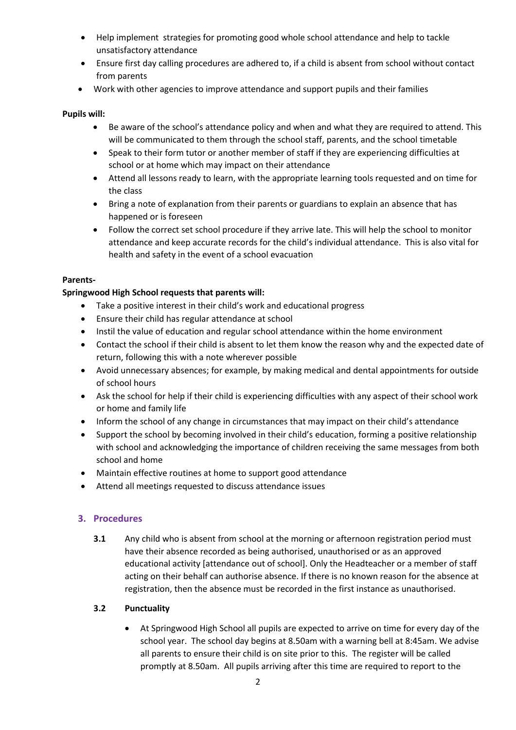- Help implement  strategies for promoting good whole school attendance and help to tackle unsatisfactory attendance
- Ensure first day calling procedures are adhered to, if a child is absent from school without contact from parents
- Work with other agencies to improve attendance and support pupils and their families

**Pupils will:**

- Be aware of the school's attendance policy and when and what they are required to attend. This will be communicated to them through the school staff, parents, and the school timetable
- Speak to their form tutor or another member of staff if they are experiencing difficulties at school or at home which may impact on their attendance
- Attend all lessons ready to learn, with the appropriate learning tools requested and on time for the class
- Bring a note of explanation from their parents or guardians to explain an absence that has happened or is foreseen
- Follow the correct set school procedure if they arrive late. This will help the school to monitor attendance and keep accurate records for the child's individual attendance.  This is also vital for health and safety in the event of a school evacuation

**Parents-**

**Springwood High School requests that parents will:**

- Take a positive interest in their child's work and educational progress
- Ensure their child has regular attendance at school
- Instil the value of education and regular school attendance within the home environment
- Contact the school if their child is absent to let them know the reason why and the expected date of return, following this with a note wherever possible
- Avoid unnecessary absences; for example, by making medical and dental appointments for outside of school hours
- Ask the school for help if their child is experiencing difficulties with any aspect of their school work or home and family life
- Inform the school of any change in circumstances that may impact on their child's attendance
- Support the school by becoming involved in their child's education, forming a positive relationship with school and acknowledging the importance of children receiving the same messages from both school and home
- Maintain effective routines at home to support good attendance
- Attend all meetings requested to discuss attendance issues

## 3. Procedures

**3.1** Any child who is absent from school at the morning or afternoon registration period must have their absence recorded as being authorised, unauthorised or as an approved educational activity [attendance out of school]. Only the Headteacher or a member of staff acting on their behalf can authorise absence. If there is no known reason for the absence at registration, then the absence must be recorded in the first instance as unauthorised.

**3.2 Punctuality**

- At Springwood High School all pupils are expected to arrive on time for every day of the school year.  The school day begins at 8.50am with a warning bell at 8:45am. We advise all parents to ensure their child is on site prior to this.  The register will be called promptly at 8.50am.  All pupils arriving after this time are required to report to the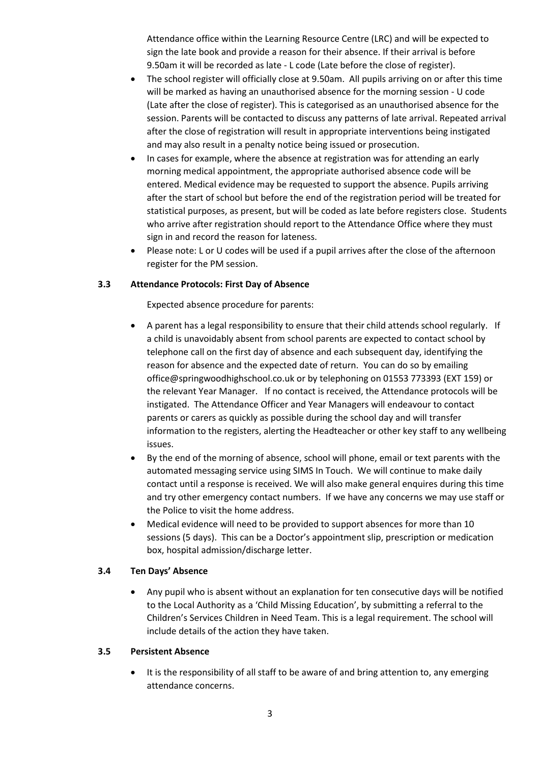Attendance office within the Learning Resource Centre (LRC) and will be expected to sign the late book and provide a reason for their absence. If their arrival is before 9.50am it will be recorded as late - L code (Late before the close of register).

- The school register will officially close at 9.50am. All pupils arriving on or after this time will be marked as having an unauthorised absence for the morning session - U code (Late after the close of register). This is categorised as an unauthorised absence for the session. Parents will be contacted to discuss any patterns of late arrival. Repeated arrival after the close of registration will result in appropriate interventions being instigated and may also result in a penalty notice being issued or prosecution.
- In cases for example, where the absence at registration was for attending an early morning medical appointment, the appropriate authorised absence code will be entered. Medical evidence may be requested to support the absence. Pupils arriving after the start of school but before the end of the registration period will be treated for statistical purposes, as present, but will be coded as late before registers close. Students who arrive after registration should report to the Attendance Office where they must sign in and record the reason for lateness.
- Please note: L or U codes will be used if a pupil arrives after the close of the afternoon register for the PM session.

### 3.3 Attendance Protocols: First Day of Absence

Expected absence procedure for parents:

- A parent has a legal responsibility to ensure that their child attends school regularly. If a child is unavoidably absent from school parents are expected to contact school by telephone call on the first day of absence and each subsequent day, identifying the reason for absence and the expected date of return. You can do so by emailing office@springwoodhighschool.co.uk or by telephoning on 01553 773393 (EXT 159) or the relevant Year Manager. If no contact is received, the Attendance protocols will be instigated. The Attendance Officer and Year Managers will endeavour to contact parents or carers as quickly as possible during the school day and will transfer information to the registers, alerting the Headteacher or other key staff to any wellbeing issues.
- By the end of the morning of absence, school will phone, email or text parents with the automated messaging service using SIMS In Touch. We will continue to make daily contact until a response is received. We will also make general enquires during this time and try other emergency contact numbers. If we have any concerns we may use staff or the Police to visit the home address.
- Medical evidence will need to be provided to support absences for more than 10 sessions (5 days). This can be a Doctor's appointment slip, prescription or medication box, hospital admission/discharge letter.

### 3.4 Ten Days' Absence

- Any pupil who is absent without an explanation for ten consecutive days will be notified to the Local Authority as a 'Child Missing Education', by submitting a referral to the Children's Services Children in Need Team. This is a legal requirement. The school will include details of the action they have taken.

### 3.5 Persistent Absence

- It is the responsibility of all staff to be aware of and bring attention to, any emerging attendance concerns.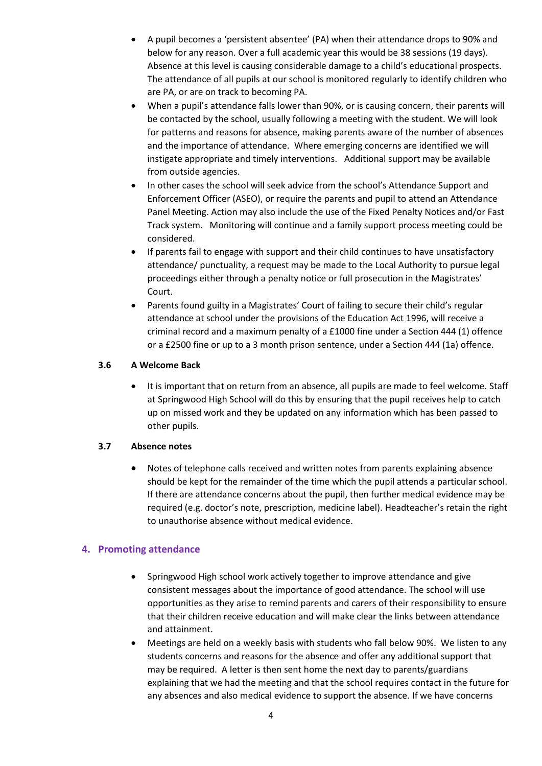- A pupil becomes a 'persistent absentee' (PA) when their attendance drops to 90% and below for any reason. Over a full academic year this would be 38 sessions (19 days). Absence at this level is causing considerable damage to a child's educational prospects. The attendance of all pupils at our school is monitored regularly to identify children who are PA, or are on track to becoming PA.
- When a pupil's attendance falls lower than 90%, or is causing concern, their parents will be contacted by the school, usually following a meeting with the student. We will look for patterns and reasons for absence, making parents aware of the number of absences and the importance of attendance. Where emerging concerns are identified we will instigate appropriate and timely interventions. Additional support may be available from outside agencies.
- In other cases the school will seek advice from the school's Attendance Support and Enforcement Officer (ASEO), or require the parents and pupil to attend an Attendance Panel Meeting. Action may also include the use of the Fixed Penalty Notices and/or Fast Track system. Monitoring will continue and a family support process meeting could be considered.
- If parents fail to engage with support and their child continues to have unsatisfactory attendance/ punctuality, a request may be made to the Local Authority to pursue legal proceedings either through a penalty notice or full prosecution in the Magistrates' Court.
- Parents found guilty in a Magistrates' Court of failing to secure their child's regular attendance at school under the provisions of the Education Act 1996, will receive a criminal record and a maximum penalty of a £1000 fine under a Section 444 (1) offence or a £2500 fine or up to a 3 month prison sentence, under a Section 444 (1a) offence.

### 3.6 A Welcome Back

- It is important that on return from an absence, all pupils are made to feel welcome. Staff at Springwood High School will do this by ensuring that the pupil receives help to catch up on missed work and they be updated on any information which has been passed to other pupils.

### 3.7 Absence notes

- Notes of telephone calls received and written notes from parents explaining absence should be kept for the remainder of the time which the pupil attends a particular school. If there are attendance concerns about the pupil, then further medical evidence may be required (e.g. doctor's note, prescription, medicine label). Headteacher's retain the right to unauthorise absence without medical evidence.

## 4. Promoting attendance

- Springwood High school work actively together to improve attendance and give consistent messages about the importance of good attendance. The school will use opportunities as they arise to remind parents and carers of their responsibility to ensure that their children receive education and will make clear the links between attendance and attainment.
- Meetings are held on a weekly basis with students who fall below 90%. We listen to any students concerns and reasons for the absence and offer any additional support that may be required. A letter is then sent home the next day to parents/guardians explaining that we had the meeting and that the school requires contact in the future for any absences and also medical evidence to support the absence. If we have concerns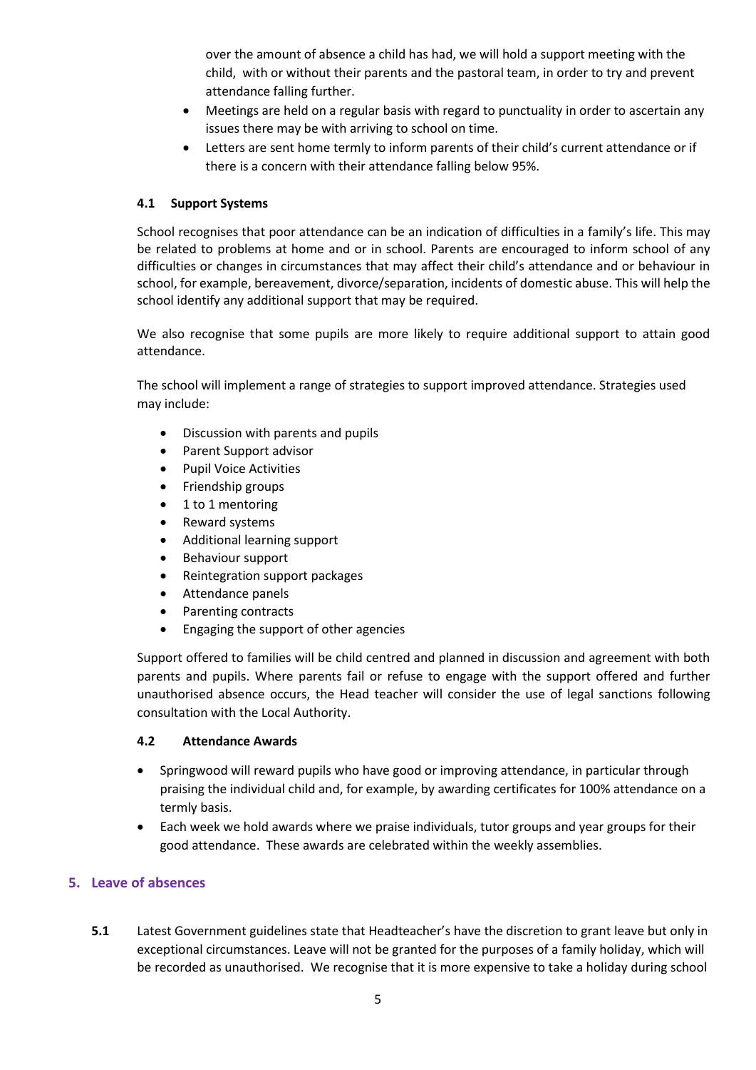over the amount of absence a child has had, we will hold a support meeting with the child, with or without their parents and the pastoral team, in order to try and prevent attendance falling further.

- Meetings are held on a regular basis with regard to punctuality in order to ascertain any issues there may be with arriving to school on time.
- Letters are sent home termly to inform parents of their child's current attendance or if there is a concern with their attendance falling below 95%.

### 4.1 Support Systems

School recognises that poor attendance can be an indication of difficulties in a family's life. This may be related to problems at home and or in school. Parents are encouraged to inform school of any difficulties or changes in circumstances that may affect their child's attendance and or behaviour in school, for example, bereavement, divorce/separation, incidents of domestic abuse. This will help the school identify any additional support that may be required.

We also recognise that some pupils are more likely to require additional support to attain good attendance.

The school will implement a range of strategies to support improved attendance. Strategies used may include:

- Discussion with parents and pupils
- Parent Support advisor
- Pupil Voice Activities
- Friendship groups
- 1 to 1 mentoring
- Reward systems
- Additional learning support
- Behaviour support
- Reintegration support packages
- Attendance panels
- Parenting contracts
- Engaging the support of other agencies

Support offered to families will be child centred and planned in discussion and agreement with both parents and pupils. Where parents fail or refuse to engage with the support offered and further unauthorised absence occurs, the Head teacher will consider the use of legal sanctions following consultation with the Local Authority.

### 4.2 Attendance Awards

- Springwood will reward pupils who have good or improving attendance, in particular through praising the individual child and, for example, by awarding certificates for 100% attendance on a termly basis.
- Each week we hold awards where we praise individuals, tutor groups and year groups for their good attendance. These awards are celebrated within the weekly assemblies.

## 5. Leave of absences

**5.1** Latest Government guidelines state that Headteacher's have the discretion to grant leave but only in exceptional circumstances. Leave will not be granted for the purposes of a family holiday, which will be recorded as unauthorised. We recognise that it is more expensive to take a holiday during school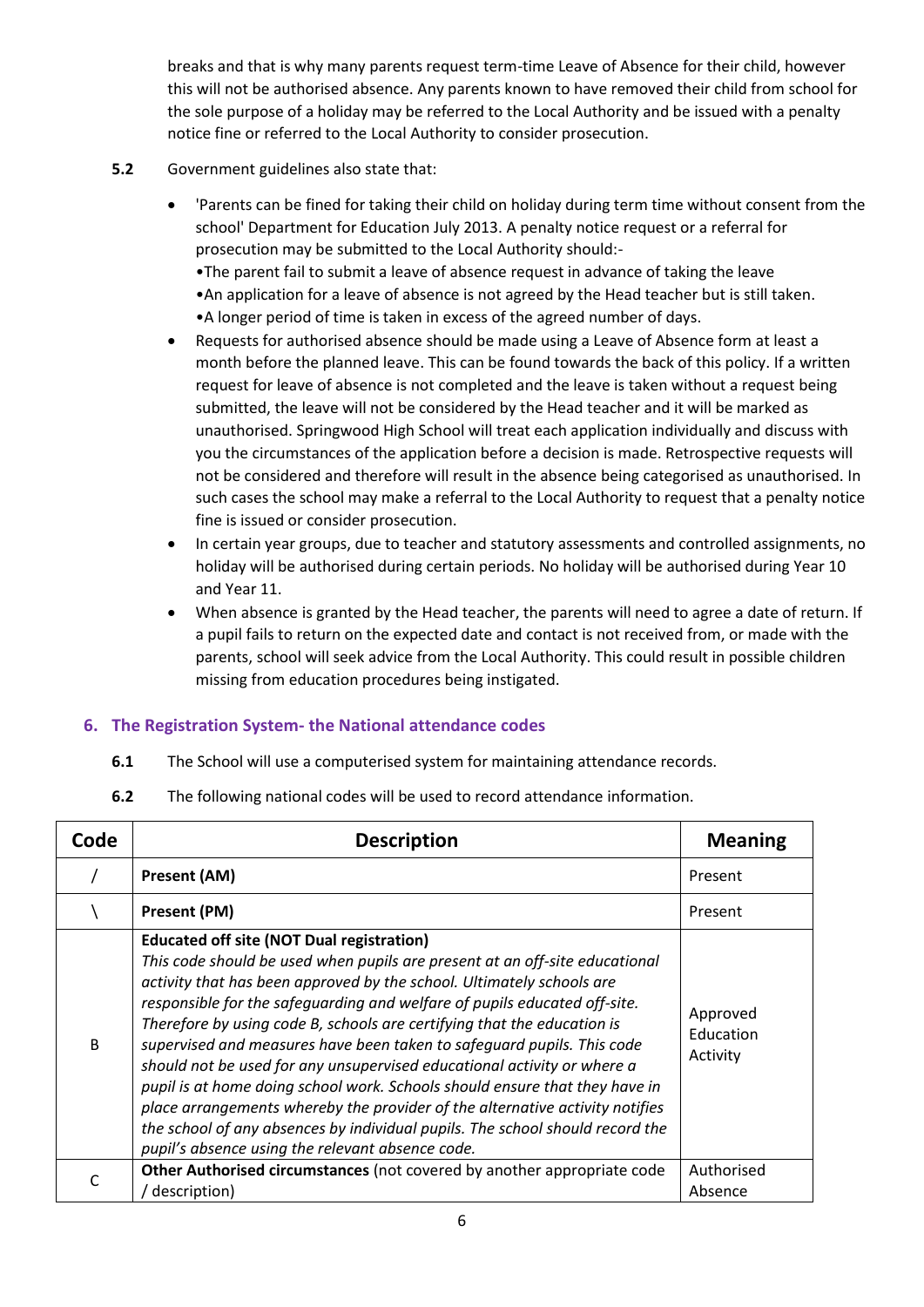breaks and that is why many parents request term-time Leave of Absence for their child, however this will not be authorised absence. Any parents known to have removed their child from school for the sole purpose of a holiday may be referred to the Local Authority and be issued with a penalty notice fine or referred to the Local Authority to consider prosecution.

**5.2** Government guidelines also state that:

- 'Parents can be fined for taking their child on holiday during term time without consent from the school' Department for Education July 2013. A penalty notice request or a referral for prosecution may be submitted to the Local Authority should:-
  •The parent fail to submit a leave of absence request in advance of taking the leave
  •An application for a leave of absence is not agreed by the Head teacher but is still taken.
  •A longer period of time is taken in excess of the agreed number of days.
- Requests for authorised absence should be made using a Leave of Absence form at least a month before the planned leave. This can be found towards the back of this policy. If a written request for leave of absence is not completed and the leave is taken without a request being submitted, the leave will not be considered by the Head teacher and it will be marked as unauthorised. Springwood High School will treat each application individually and discuss with you the circumstances of the application before a decision is made. Retrospective requests will not be considered and therefore will result in the absence being categorised as unauthorised. In such cases the school may make a referral to the Local Authority to request that a penalty notice fine is issued or consider prosecution.
- In certain year groups, due to teacher and statutory assessments and controlled assignments, no holiday will be authorised during certain periods. No holiday will be authorised during Year 10 and Year 11.
- When absence is granted by the Head teacher, the parents will need to agree a date of return. If a pupil fails to return on the expected date and contact is not received from, or made with the parents, school will seek advice from the Local Authority. This could result in possible children missing from education procedures being instigated.

## 6. The Registration System- the National attendance codes

**6.1** The School will use a computerised system for maintaining attendance records.

**6.2** The following national codes will be used to record attendance information.

| Code | Description | Meaning |
|---|---|---|
| / | **Present (AM)** | Present |
| \ | **Present (PM)** | Present |
| B | **Educated off site (NOT Dual registration)** *This code should be used when pupils are present at an off-site educational activity that has been approved by the school. Ultimately schools are responsible for the safeguarding and welfare of pupils educated off-site. Therefore by using code B, schools are certifying that the education is supervised and measures have been taken to safeguard pupils. This code should not be used for any unsupervised educational activity or where a pupil is at home doing school work. Schools should ensure that they have in place arrangements whereby the provider of the alternative activity notifies the school of any absences by individual pupils. The school should record the pupil's absence using the relevant absence code.* | Approved Education Activity |
| C | **Other Authorised circumstances** (not covered by another appropriate code / description) | Authorised Absence |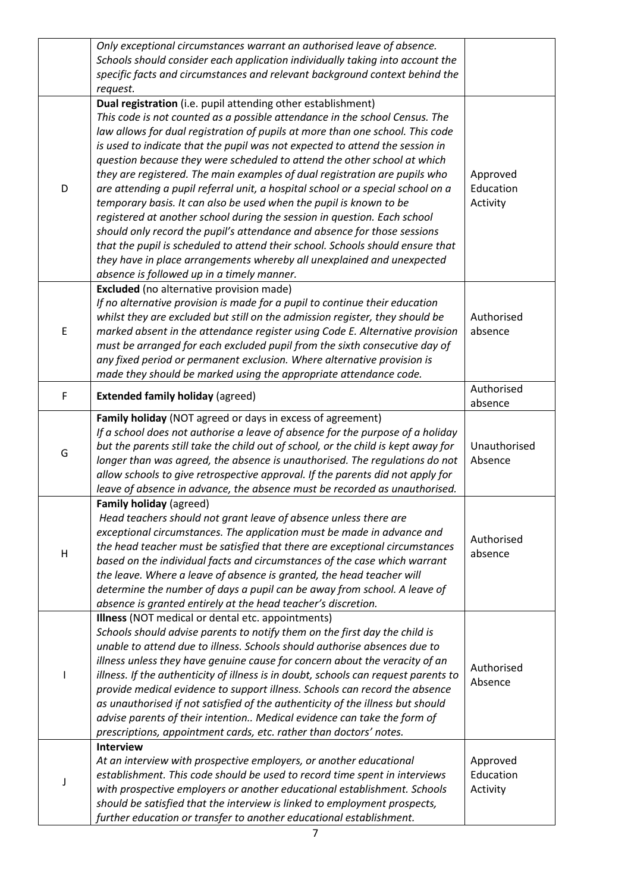| | | |
|---|---|---|
| | *Only exceptional circumstances warrant an authorised leave of absence. Schools should consider each application individually taking into account the specific facts and circumstances and relevant background context behind the request.* | |
| D | **Dual registration** (i.e. pupil attending other establishment)<br>*This code is not counted as a possible attendance in the school Census. The law allows for dual registration of pupils at more than one school. This code is used to indicate that the pupil was not expected to attend the session in question because they were scheduled to attend the other school at which they are registered. The main examples of dual registration are pupils who are attending a pupil referral unit, a hospital school or a special school on a temporary basis. It can also be used when the pupil is known to be registered at another school during the session in question. Each school should only record the pupil's attendance and absence for those sessions that the pupil is scheduled to attend their school. Schools should ensure that they have in place arrangements whereby all unexplained and unexpected absence is followed up in a timely manner.* | Approved Education Activity |
| E | **Excluded** (no alternative provision made)<br>*If no alternative provision is made for a pupil to continue their education whilst they are excluded but still on the admission register, they should be marked absent in the attendance register using Code E. Alternative provision must be arranged for each excluded pupil from the sixth consecutive day of any fixed period or permanent exclusion. Where alternative provision is made they should be marked using the appropriate attendance code.* | Authorised absence |
| F | **Extended family holiday** (agreed) | Authorised absence |
| G | **Family holiday** (NOT agreed or days in excess of agreement)<br>*If a school does not authorise a leave of absence for the purpose of a holiday but the parents still take the child out of school, or the child is kept away for longer than was agreed, the absence is unauthorised. The regulations do not allow schools to give retrospective approval. If the parents did not apply for leave of absence in advance, the absence must be recorded as unauthorised.* | Unauthorised Absence |
| H | **Family holiday** (agreed)<br>*Head teachers should not grant leave of absence unless there are exceptional circumstances. The application must be made in advance and the head teacher must be satisfied that there are exceptional circumstances based on the individual facts and circumstances of the case which warrant the leave. Where a leave of absence is granted, the head teacher will determine the number of days a pupil can be away from school. A leave of absence is granted entirely at the head teacher's discretion.* | Authorised absence |
| I | **Illness** (NOT medical or dental etc. appointments)<br>*Schools should advise parents to notify them on the first day the child is unable to attend due to illness. Schools should authorise absences due to illness unless they have genuine cause for concern about the veracity of an illness. If the authenticity of illness is in doubt, schools can request parents to provide medical evidence to support illness. Schools can record the absence as unauthorised if not satisfied of the authenticity of the illness but should advise parents of their intention.. Medical evidence can take the form of prescriptions, appointment cards, etc. rather than doctors' notes.* | Authorised Absence |
| J | **Interview**<br>*At an interview with prospective employers, or another educational establishment. This code should be used to record time spent in interviews with prospective employers or another educational establishment. Schools should be satisfied that the interview is linked to employment prospects, further education or transfer to another educational establishment.* | Approved Education Activity |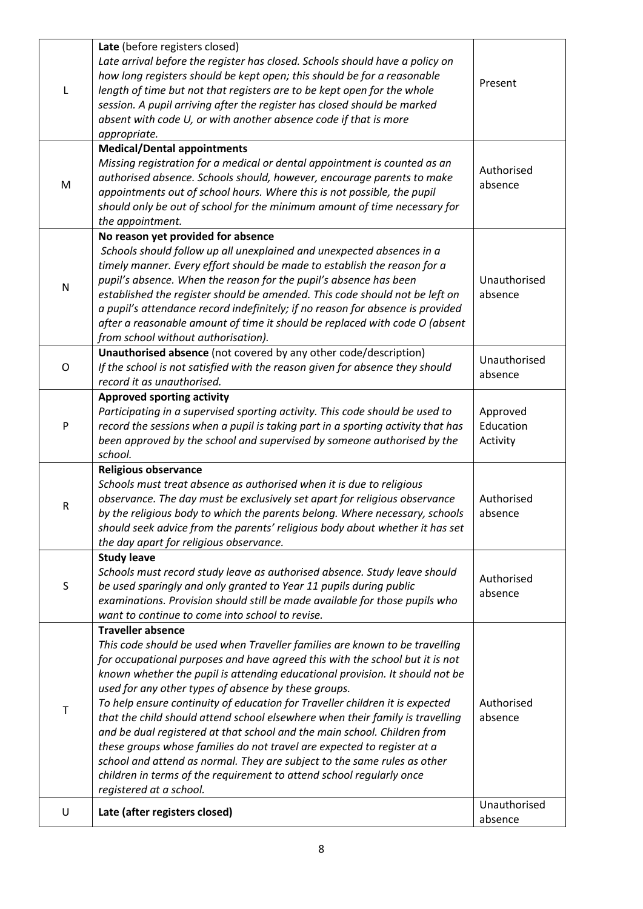| | | |
|---|---|---|
| L | **Late** (before registers closed)<br>*Late arrival before the register has closed. Schools should have a policy on how long registers should be kept open; this should be for a reasonable length of time but not that registers are to be kept open for the whole session. A pupil arriving after the register has closed should be marked absent with code U, or with another absence code if that is more appropriate.* | Present |
| M | **Medical/Dental appointments**<br>*Missing registration for a medical or dental appointment is counted as an authorised absence. Schools should, however, encourage parents to make appointments out of school hours. Where this is not possible, the pupil should only be out of school for the minimum amount of time necessary for the appointment.* | Authorised absence |
| N | **No reason yet provided for absence**<br>*Schools should follow up all unexplained and unexpected absences in a timely manner. Every effort should be made to establish the reason for a pupil's absence. When the reason for the pupil's absence has been established the register should be amended. This code should not be left on a pupil's attendance record indefinitely; if no reason for absence is provided after a reasonable amount of time it should be replaced with code O (absent from school without authorisation).* | Unauthorised absence |
| O | **Unauthorised absence** (not covered by any other code/description)<br>*If the school is not satisfied with the reason given for absence they should record it as unauthorised.* | Unauthorised absence |
| P | **Approved sporting activity**<br>*Participating in a supervised sporting activity. This code should be used to record the sessions when a pupil is taking part in a sporting activity that has been approved by the school and supervised by someone authorised by the school.* | Approved Education Activity |
| R | **Religious observance**<br>*Schools must treat absence as authorised when it is due to religious observance. The day must be exclusively set apart for religious observance by the religious body to which the parents belong. Where necessary, schools should seek advice from the parents' religious body about whether it has set the day apart for religious observance.* | Authorised absence |
| S | **Study leave**<br>*Schools must record study leave as authorised absence. Study leave should be used sparingly and only granted to Year 11 pupils during public examinations. Provision should still be made available for those pupils who want to continue to come into school to revise.* | Authorised absence |
| T | **Traveller absence**<br>*This code should be used when Traveller families are known to be travelling for occupational purposes and have agreed this with the school but it is not known whether the pupil is attending educational provision. It should not be used for any other types of absence by these groups.*<br>*To help ensure continuity of education for Traveller children it is expected that the child should attend school elsewhere when their family is travelling and be dual registered at that school and the main school. Children from these groups whose families do not travel are expected to register at a school and attend as normal. They are subject to the same rules as other children in terms of the requirement to attend school regularly once registered at a school.* | Authorised absence |
| U | **Late (after registers closed)** | Unauthorised absence |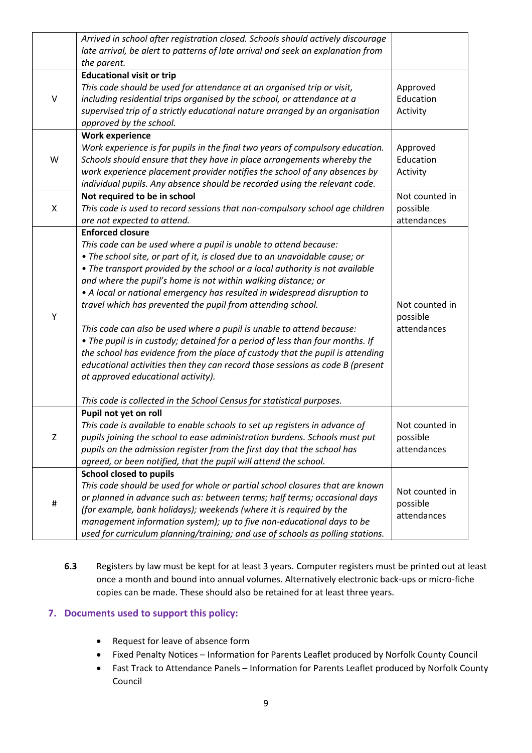| | | |
|---|---|---|
| | *Arrived in school after registration closed. Schools should actively discourage late arrival, be alert to patterns of late arrival and seek an explanation from the parent.* | |
| V | **Educational visit or trip**<br>*This code should be used for attendance at an organised trip or visit, including residential trips organised by the school, or attendance at a supervised trip of a strictly educational nature arranged by an organisation approved by the school.* | Approved Education Activity |
| W | **Work experience**<br>*Work experience is for pupils in the final two years of compulsory education. Schools should ensure that they have in place arrangements whereby the work experience placement provider notifies the school of any absences by individual pupils. Any absence should be recorded using the relevant code.* | Approved Education Activity |
| X | **Not required to be in school**<br>*This code is used to record sessions that non-compulsory school age children are not expected to attend.* | Not counted in possible attendances |
| Y | **Enforced closure**<br>*This code can be used where a pupil is unable to attend because:*<br>*• The school site, or part of it, is closed due to an unavoidable cause; or*<br>*• The transport provided by the school or a local authority is not available and where the pupil's home is not within walking distance; or*<br>*• A local or national emergency has resulted in widespread disruption to travel which has prevented the pupil from attending school.*<br><br>*This code can also be used where a pupil is unable to attend because:*<br>*• The pupil is in custody; detained for a period of less than four months. If the school has evidence from the place of custody that the pupil is attending educational activities then they can record those sessions as code B (present at approved educational activity).*<br><br>*This code is collected in the School Census for statistical purposes.* | Not counted in possible attendances |
| Z | **Pupil not yet on roll**<br>*This code is available to enable schools to set up registers in advance of pupils joining the school to ease administration burdens. Schools must put pupils on the admission register from the first day that the school has agreed, or been notified, that the pupil will attend the school.* | Not counted in possible attendances |
| # | **School closed to pupils**<br>*This code should be used for whole or partial school closures that are known or planned in advance such as: between terms; half terms; occasional days (for example, bank holidays); weekends (where it is required by the management information system); up to five non-educational days to be used for curriculum planning/training; and use of schools as polling stations.* | Not counted in possible attendances |

**6.3** Registers by law must be kept for at least 3 years. Computer registers must be printed out at least once a month and bound into annual volumes. Alternatively electronic back-ups or micro-fiche copies can be made. These should also be retained for at least three years.

## 7. Documents used to support this policy:

- Request for leave of absence form
- Fixed Penalty Notices – Information for Parents Leaflet produced by Norfolk County Council
- Fast Track to Attendance Panels – Information for Parents Leaflet produced by Norfolk County Council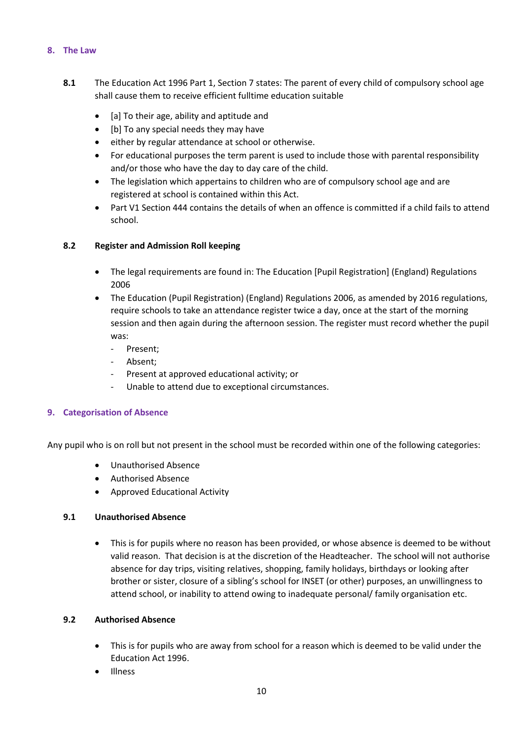## 8. The Law

**8.1** The Education Act 1996 Part 1, Section 7 states: The parent of every child of compulsory school age shall cause them to receive efficient fulltime education suitable

- [a] To their age, ability and aptitude and
- [b] To any special needs they may have
- either by regular attendance at school or otherwise.
- For educational purposes the term parent is used to include those with parental responsibility and/or those who have the day to day care of the child.
- The legislation which appertains to children who are of compulsory school age and are registered at school is contained within this Act.
- Part V1 Section 444 contains the details of when an offence is committed if a child fails to attend school.

**8.2 Register and Admission Roll keeping**

- The legal requirements are found in: The Education [Pupil Registration] (England) Regulations 2006
- The Education (Pupil Registration) (England) Regulations 2006, as amended by 2016 regulations, require schools to take an attendance register twice a day, once at the start of the morning session and then again during the afternoon session. The register must record whether the pupil was:
  - Present;
  - Absent;
  - Present at approved educational activity; or
  - Unable to attend due to exceptional circumstances.

## 9. Categorisation of Absence

Any pupil who is on roll but not present in the school must be recorded within one of the following categories:

- Unauthorised Absence
- Authorised Absence
- Approved Educational Activity

**9.1 Unauthorised Absence**

- This is for pupils where no reason has been provided, or whose absence is deemed to be without valid reason. That decision is at the discretion of the Headteacher. The school will not authorise absence for day trips, visiting relatives, shopping, family holidays, birthdays or looking after brother or sister, closure of a sibling's school for INSET (or other) purposes, an unwillingness to attend school, or inability to attend owing to inadequate personal/ family organisation etc.

**9.2 Authorised Absence**

- This is for pupils who are away from school for a reason which is deemed to be valid under the Education Act 1996.
- Illness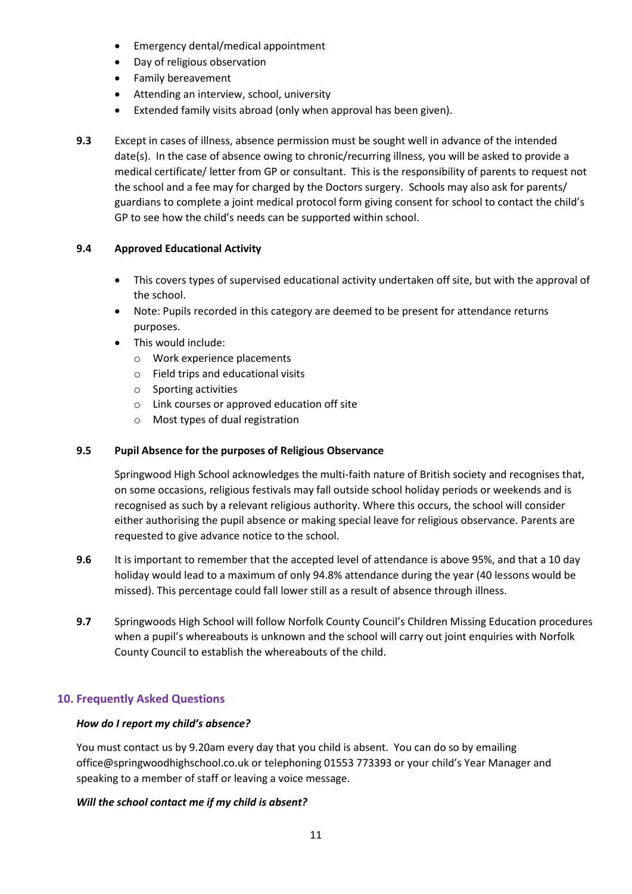- Emergency dental/medical appointment
- Day of religious observation
- Family bereavement
- Attending an interview, school, university
- Extended family visits abroad (only when approval has been given).

**9.3** Except in cases of illness, absence permission must be sought well in advance of the intended date(s). In the case of absence owing to chronic/recurring illness, you will be asked to provide a medical certificate/ letter from GP or consultant. This is the responsibility of parents to request not the school and a fee may for charged by the Doctors surgery. Schools may also ask for parents/ guardians to complete a joint medical protocol form giving consent for school to contact the child's GP to see how the child's needs can be supported within school.

**9.4 Approved Educational Activity**

- This covers types of supervised educational activity undertaken off site, but with the approval of the school.
- Note: Pupils recorded in this category are deemed to be present for attendance returns purposes.
- This would include:
  - Work experience placements
  - Field trips and educational visits
  - Sporting activities
  - Link courses or approved education off site
  - Most types of dual registration

**9.5 Pupil Absence for the purposes of Religious Observance**

Springwood High School acknowledges the multi-faith nature of British society and recognises that, on some occasions, religious festivals may fall outside school holiday periods or weekends and is recognised as such by a relevant religious authority. Where this occurs, the school will consider either authorising the pupil absence or making special leave for religious observance. Parents are requested to give advance notice to the school.

**9.6** It is important to remember that the accepted level of attendance is above 95%, and that a 10 day holiday would lead to a maximum of only 94.8% attendance during the year (40 lessons would be missed). This percentage could fall lower still as a result of absence through illness.

**9.7** Springwoods High School will follow Norfolk County Council's Children Missing Education procedures when a pupil's whereabouts is unknown and the school will carry out joint enquiries with Norfolk County Council to establish the whereabouts of the child.

## 10. Frequently Asked Questions

***How do I report my child's absence?***

You must contact us by 9.20am every day that you child is absent. You can do so by emailing office@springwoodhighschool.co.uk or telephoning 01553 773393 or your child's Year Manager and speaking to a member of staff or leaving a voice message.

***Will the school contact me if my child is absent?***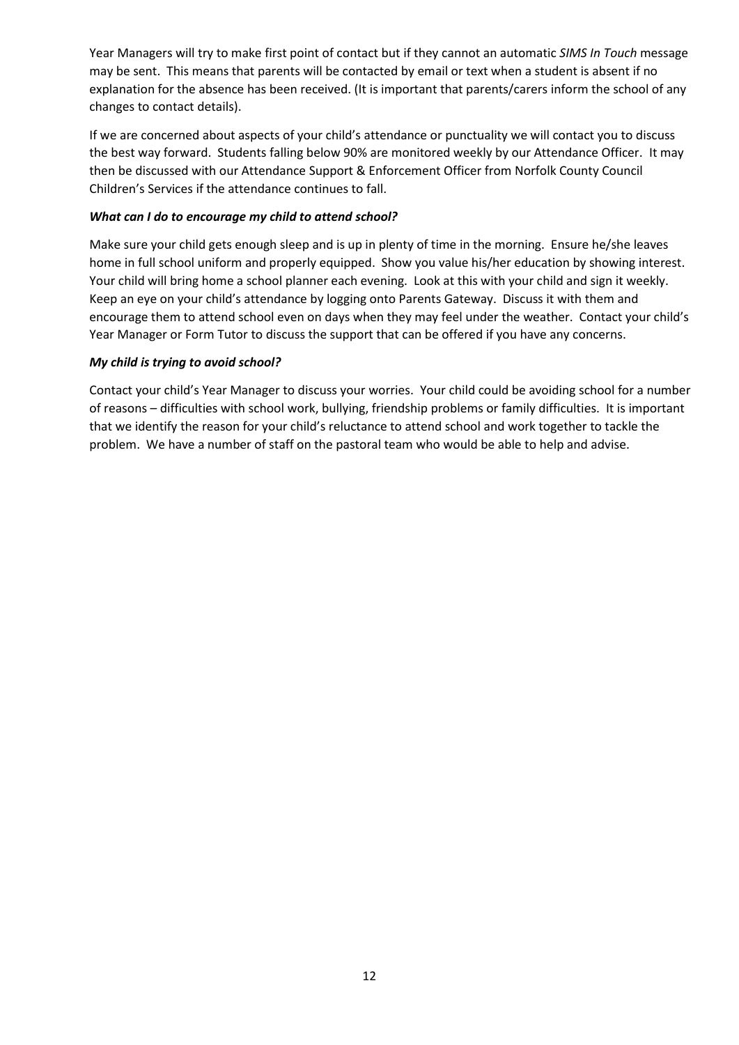Year Managers will try to make first point of contact but if they cannot an automatic *SIMS In Touch* message may be sent. This means that parents will be contacted by email or text when a student is absent if no explanation for the absence has been received. (It is important that parents/carers inform the school of any changes to contact details).

If we are concerned about aspects of your child's attendance or punctuality we will contact you to discuss the best way forward. Students falling below 90% are monitored weekly by our Attendance Officer. It may then be discussed with our Attendance Support & Enforcement Officer from Norfolk County Council Children's Services if the attendance continues to fall.

***What can I do to encourage my child to attend school?***

Make sure your child gets enough sleep and is up in plenty of time in the morning. Ensure he/she leaves home in full school uniform and properly equipped. Show you value his/her education by showing interest. Your child will bring home a school planner each evening. Look at this with your child and sign it weekly. Keep an eye on your child's attendance by logging onto Parents Gateway. Discuss it with them and encourage them to attend school even on days when they may feel under the weather. Contact your child's Year Manager or Form Tutor to discuss the support that can be offered if you have any concerns.

***My child is trying to avoid school?***

Contact your child's Year Manager to discuss your worries. Your child could be avoiding school for a number of reasons – difficulties with school work, bullying, friendship problems or family difficulties. It is important that we identify the reason for your child's reluctance to attend school and work together to tackle the problem. We have a number of staff on the pastoral team who would be able to help and advise.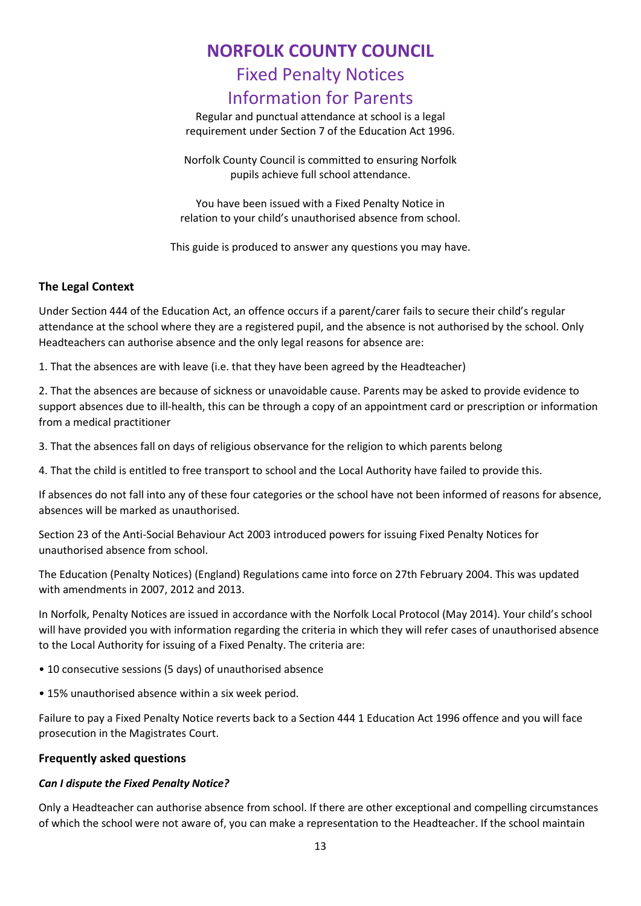# NORFOLK COUNTY COUNCIL

## Fixed Penalty Notices

## Information for Parents

Regular and punctual attendance at school is a legal requirement under Section 7 of the Education Act 1996.

Norfolk County Council is committed to ensuring Norfolk pupils achieve full school attendance.

You have been issued with a Fixed Penalty Notice in relation to your child's unauthorised absence from school.

This guide is produced to answer any questions you may have.

### The Legal Context

Under Section 444 of the Education Act, an offence occurs if a parent/carer fails to secure their child's regular attendance at the school where they are a registered pupil, and the absence is not authorised by the school. Only Headteachers can authorise absence and the only legal reasons for absence are:

1. That the absences are with leave (i.e. that they have been agreed by the Headteacher)

2. That the absences are because of sickness or unavoidable cause. Parents may be asked to provide evidence to support absences due to ill-health, this can be through a copy of an appointment card or prescription or information from a medical practitioner

3. That the absences fall on days of religious observance for the religion to which parents belong

4. That the child is entitled to free transport to school and the Local Authority have failed to provide this.

If absences do not fall into any of these four categories or the school have not been informed of reasons for absence, absences will be marked as unauthorised.

Section 23 of the Anti-Social Behaviour Act 2003 introduced powers for issuing Fixed Penalty Notices for unauthorised absence from school.

The Education (Penalty Notices) (England) Regulations came into force on 27th February 2004. This was updated with amendments in 2007, 2012 and 2013.

In Norfolk, Penalty Notices are issued in accordance with the Norfolk Local Protocol (May 2014). Your child's school will have provided you with information regarding the criteria in which they will refer cases of unauthorised absence to the Local Authority for issuing of a Fixed Penalty. The criteria are:

- 10 consecutive sessions (5 days) of unauthorised absence
- 15% unauthorised absence within a six week period.

Failure to pay a Fixed Penalty Notice reverts back to a Section 444 1 Education Act 1996 offence and you will face prosecution in the Magistrates Court.

### Frequently asked questions

***Can I dispute the Fixed Penalty Notice?***

Only a Headteacher can authorise absence from school. If there are other exceptional and compelling circumstances of which the school were not aware of, you can make a representation to the Headteacher. If the school maintain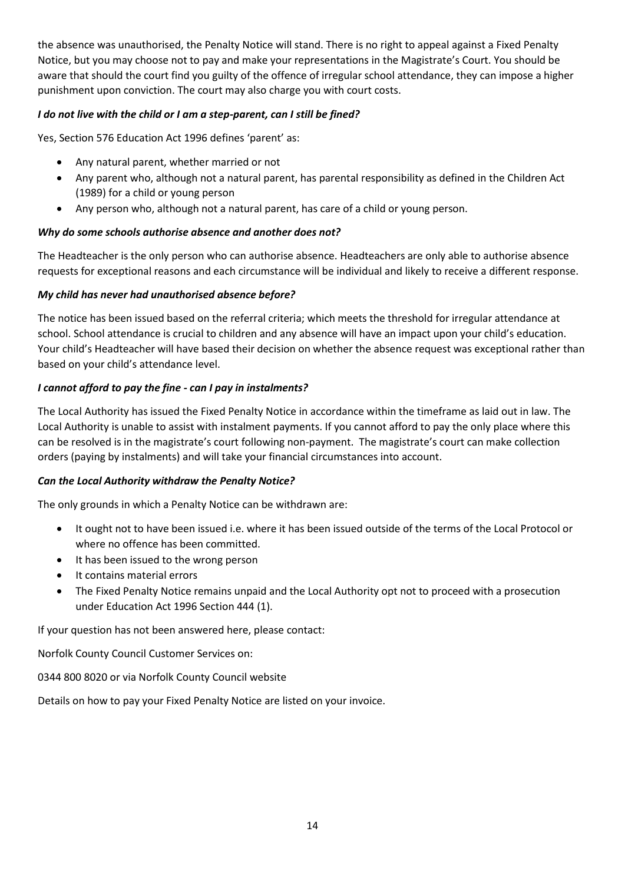the absence was unauthorised, the Penalty Notice will stand. There is no right to appeal against a Fixed Penalty Notice, but you may choose not to pay and make your representations in the Magistrate's Court. You should be aware that should the court find you guilty of the offence of irregular school attendance, they can impose a higher punishment upon conviction. The court may also charge you with court costs.

***I do not live with the child or I am a step-parent, can I still be fined?***

Yes, Section 576 Education Act 1996 defines 'parent' as:

- Any natural parent, whether married or not
- Any parent who, although not a natural parent, has parental responsibility as defined in the Children Act (1989) for a child or young person
- Any person who, although not a natural parent, has care of a child or young person.

***Why do some schools authorise absence and another does not?***

The Headteacher is the only person who can authorise absence. Headteachers are only able to authorise absence requests for exceptional reasons and each circumstance will be individual and likely to receive a different response.

***My child has never had unauthorised absence before?***

The notice has been issued based on the referral criteria; which meets the threshold for irregular attendance at school. School attendance is crucial to children and any absence will have an impact upon your child's education. Your child's Headteacher will have based their decision on whether the absence request was exceptional rather than based on your child's attendance level.

***I cannot afford to pay the fine - can I pay in instalments?***

The Local Authority has issued the Fixed Penalty Notice in accordance within the timeframe as laid out in law. The Local Authority is unable to assist with instalment payments. If you cannot afford to pay the only place where this can be resolved is in the magistrate's court following non-payment. The magistrate's court can make collection orders (paying by instalments) and will take your financial circumstances into account.

***Can the Local Authority withdraw the Penalty Notice?***

The only grounds in which a Penalty Notice can be withdrawn are:

- It ought not to have been issued i.e. where it has been issued outside of the terms of the Local Protocol or where no offence has been committed.
- It has been issued to the wrong person
- It contains material errors
- The Fixed Penalty Notice remains unpaid and the Local Authority opt not to proceed with a prosecution under Education Act 1996 Section 444 (1).

If your question has not been answered here, please contact:

Norfolk County Council Customer Services on:

0344 800 8020 or via Norfolk County Council website

Details on how to pay your Fixed Penalty Notice are listed on your invoice.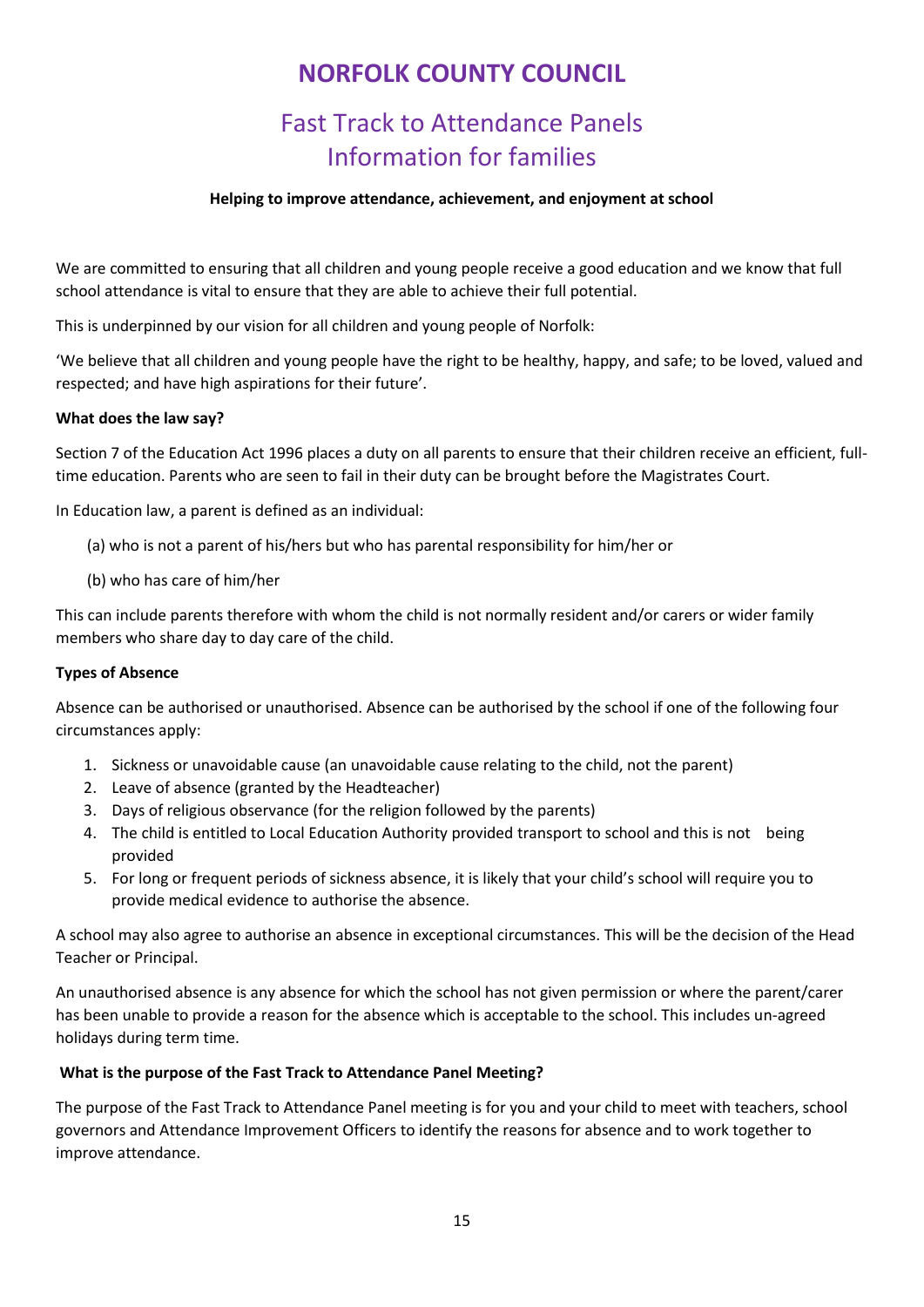# NORFOLK COUNTY COUNCIL

## Fast Track to Attendance Panels
## Information for families

**Helping to improve attendance, achievement, and enjoyment at school**

We are committed to ensuring that all children and young people receive a good education and we know that full school attendance is vital to ensure that they are able to achieve their full potential.

This is underpinned by our vision for all children and young people of Norfolk:

'We believe that all children and young people have the right to be healthy, happy, and safe; to be loved, valued and respected; and have high aspirations for their future'.

**What does the law say?**

Section 7 of the Education Act 1996 places a duty on all parents to ensure that their children receive an efficient, full-time education. Parents who are seen to fail in their duty can be brought before the Magistrates Court.

In Education law, a parent is defined as an individual:

(a) who is not a parent of his/hers but who has parental responsibility for him/her or

(b) who has care of him/her

This can include parents therefore with whom the child is not normally resident and/or carers or wider family members who share day to day care of the child.

**Types of Absence**

Absence can be authorised or unauthorised. Absence can be authorised by the school if one of the following four circumstances apply:

1. Sickness or unavoidable cause (an unavoidable cause relating to the child, not the parent)
2. Leave of absence (granted by the Headteacher)
3. Days of religious observance (for the religion followed by the parents)
4. The child is entitled to Local Education Authority provided transport to school and this is not being provided
5. For long or frequent periods of sickness absence, it is likely that your child's school will require you to provide medical evidence to authorise the absence.

A school may also agree to authorise an absence in exceptional circumstances. This will be the decision of the Head Teacher or Principal.

An unauthorised absence is any absence for which the school has not given permission or where the parent/carer has been unable to provide a reason for the absence which is acceptable to the school. This includes un-agreed holidays during term time.

**What is the purpose of the Fast Track to Attendance Panel Meeting?**

The purpose of the Fast Track to Attendance Panel meeting is for you and your child to meet with teachers, school governors and Attendance Improvement Officers to identify the reasons for absence and to work together to improve attendance.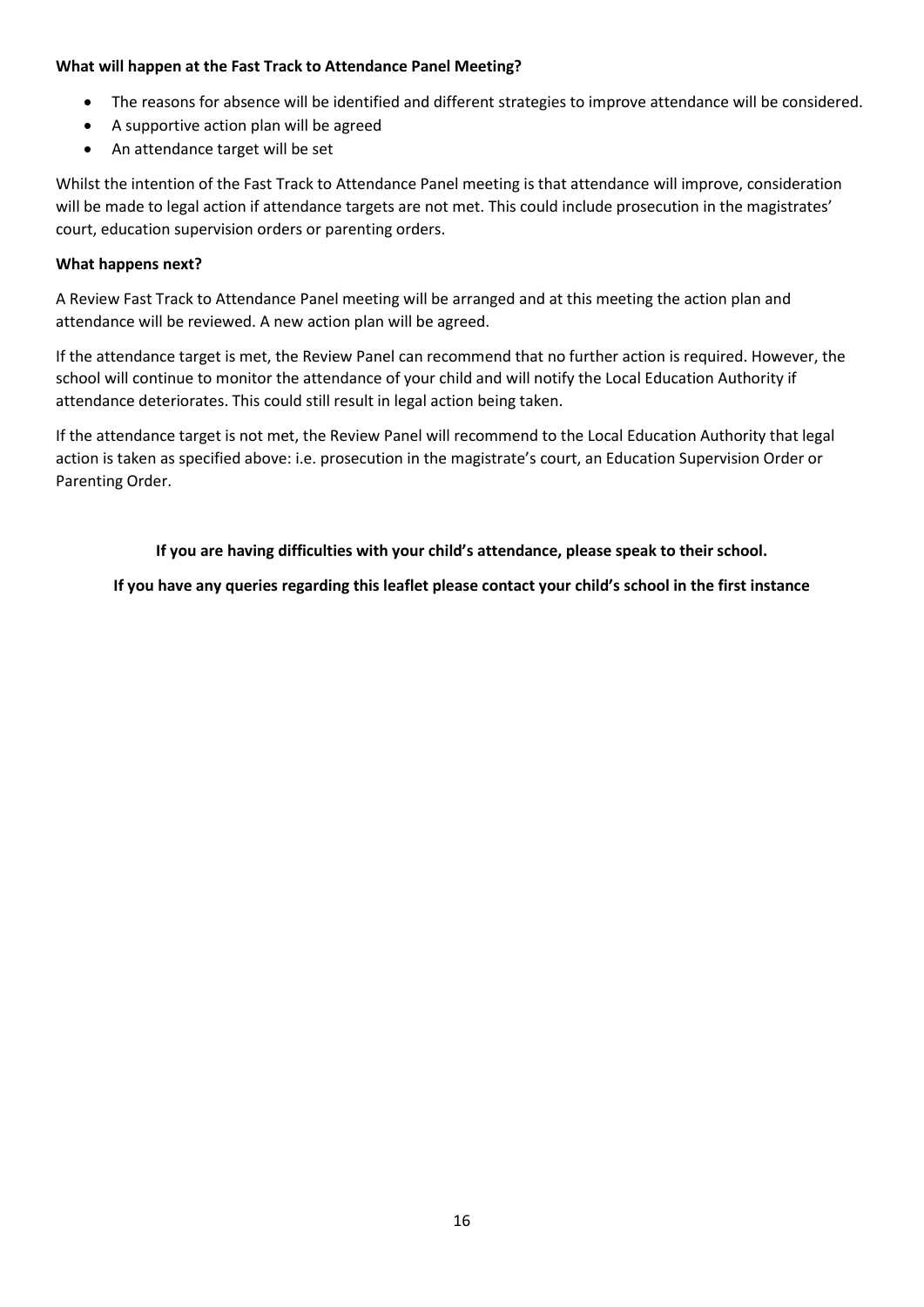**What will happen at the Fast Track to Attendance Panel Meeting?**

- The reasons for absence will be identified and different strategies to improve attendance will be considered.
- A supportive action plan will be agreed
- An attendance target will be set

Whilst the intention of the Fast Track to Attendance Panel meeting is that attendance will improve, consideration will be made to legal action if attendance targets are not met. This could include prosecution in the magistrates' court, education supervision orders or parenting orders.

**What happens next?**

A Review Fast Track to Attendance Panel meeting will be arranged and at this meeting the action plan and attendance will be reviewed. A new action plan will be agreed.

If the attendance target is met, the Review Panel can recommend that no further action is required. However, the school will continue to monitor the attendance of your child and will notify the Local Education Authority if attendance deteriorates. This could still result in legal action being taken.

If the attendance target is not met, the Review Panel will recommend to the Local Education Authority that legal action is taken as specified above: i.e. prosecution in the magistrate's court, an Education Supervision Order or Parenting Order.

**If you are having difficulties with your child's attendance, please speak to their school.**

**If you have any queries regarding this leaflet please contact your child's school in the first instance**